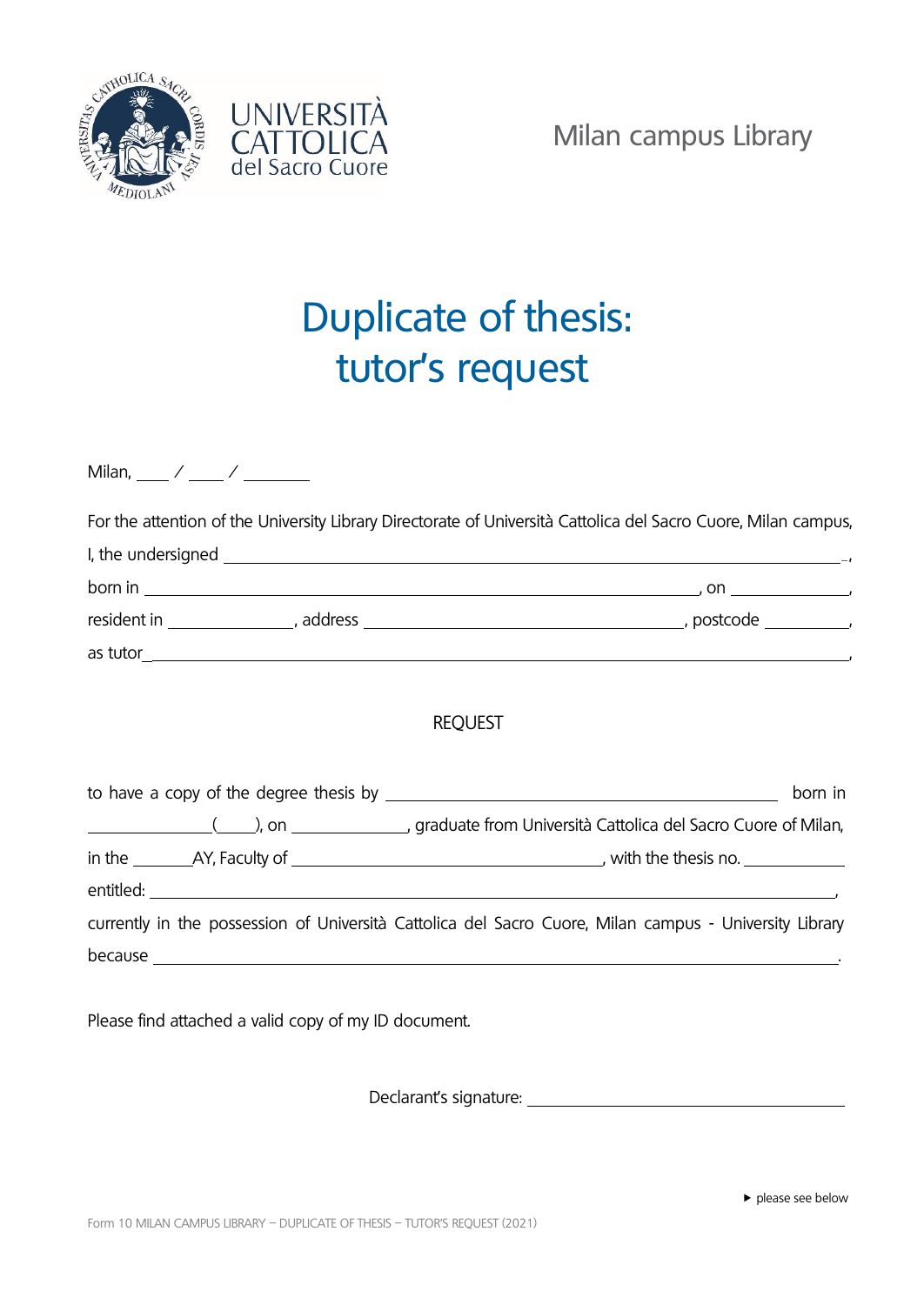UNIVERSITÀ CATTOLICA del Sacro Cuore

Milan campus Library

# Duplicate of thesis: tutor's request

Milan, ____ / ____ / ________

For the attention of the University Library Directorate of Università Cattolica del Sacro Cuore, Milan campus,

I, the undersigned ______________________________________________________________,

born in ____________________________________________________, on ______________,

resident in ______________, address ____________________________, postcode __________,

as tutor ______________________________________________________________________,

REQUEST

to have a copy of the degree thesis by ____________________________________ born in

______________(____), on _____________, graduate from Università Cattolica del Sacro Cuore of Milan,

in the _______AY, Faculty of ____________________________, with the thesis no. ___________

entitled: ______________________________________________________________________,

currently in the possession of Università Cattolica del Sacro Cuore, Milan campus - University Library

because ______________________________________________________________________.

Please find attached a valid copy of my ID document.

Declarant's signature: ____________________________

▸ please see below

Form 10 MILAN CAMPUS LIBRARY – DUPLICATE OF THESIS – TUTOR'S REQUEST (2021)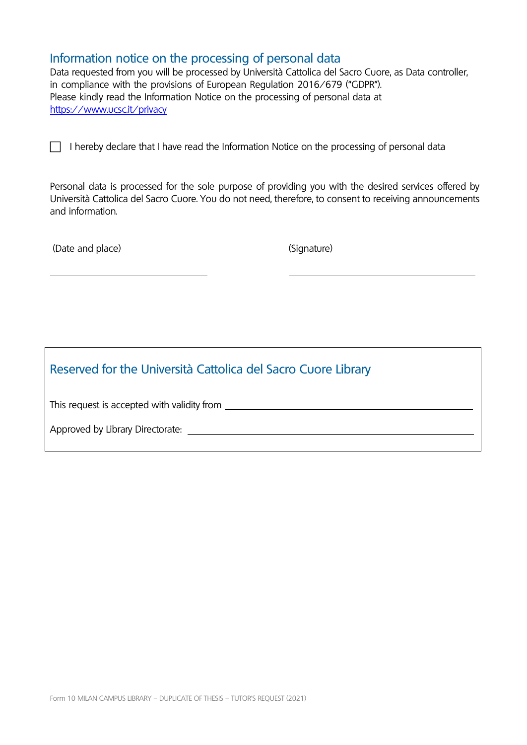## Information notice on the processing of personal data

Data requested from you will be processed by Università Cattolica del Sacro Cuore, as Data controller, in compliance with the provisions of European Regulation 2016/679 ("GDPR").
Please kindly read the Information Notice on the processing of personal data at [https://www.ucsc.it/privacy](https://www.ucsc.it/privacy)

☐ I hereby declare that I have read the Information Notice on the processing of personal data

Personal data is processed for the sole purpose of providing you with the desired services offered by Università Cattolica del Sacro Cuore. You do not need, therefore, to consent to receiving announcements and information.

(Date and place) ______________________________  (Signature) ______________________________

## Reserved for the Università Cattolica del Sacro Cuore Library

This request is accepted with validity from ______________________________

Approved by Library Directorate: ______________________________

Form 10 MILAN CAMPUS LIBRARY – DUPLICATE OF THESIS – TUTOR'S REQUEST (2021)